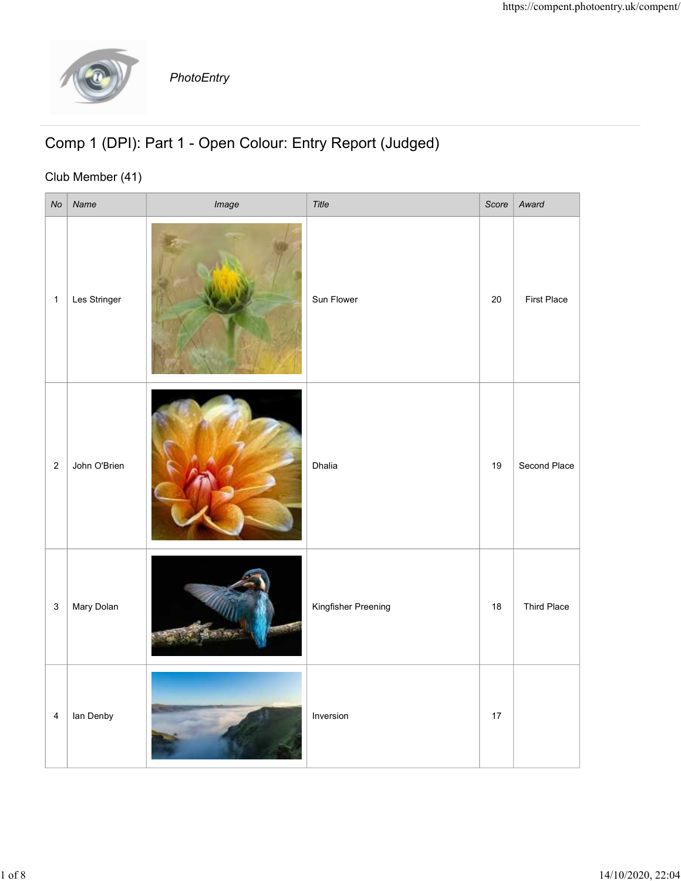PhotoEntry

# Comp 1 (DPI): Part 1 - Open Colour: Entry Report (Judged)

## Club Member (41)

| No | Name | Image | Title | Score | Award |
|---|---|---|---|---|---|
| 1 | Les Stringer | | Sun Flower | 20 | First Place |
| 2 | John O'Brien | | Dhalia | 19 | Second Place |
| 3 | Mary Dolan | | Kingfisher Preening | 18 | Third Place |
| 4 | Ian Denby | | Inversion | 17 | |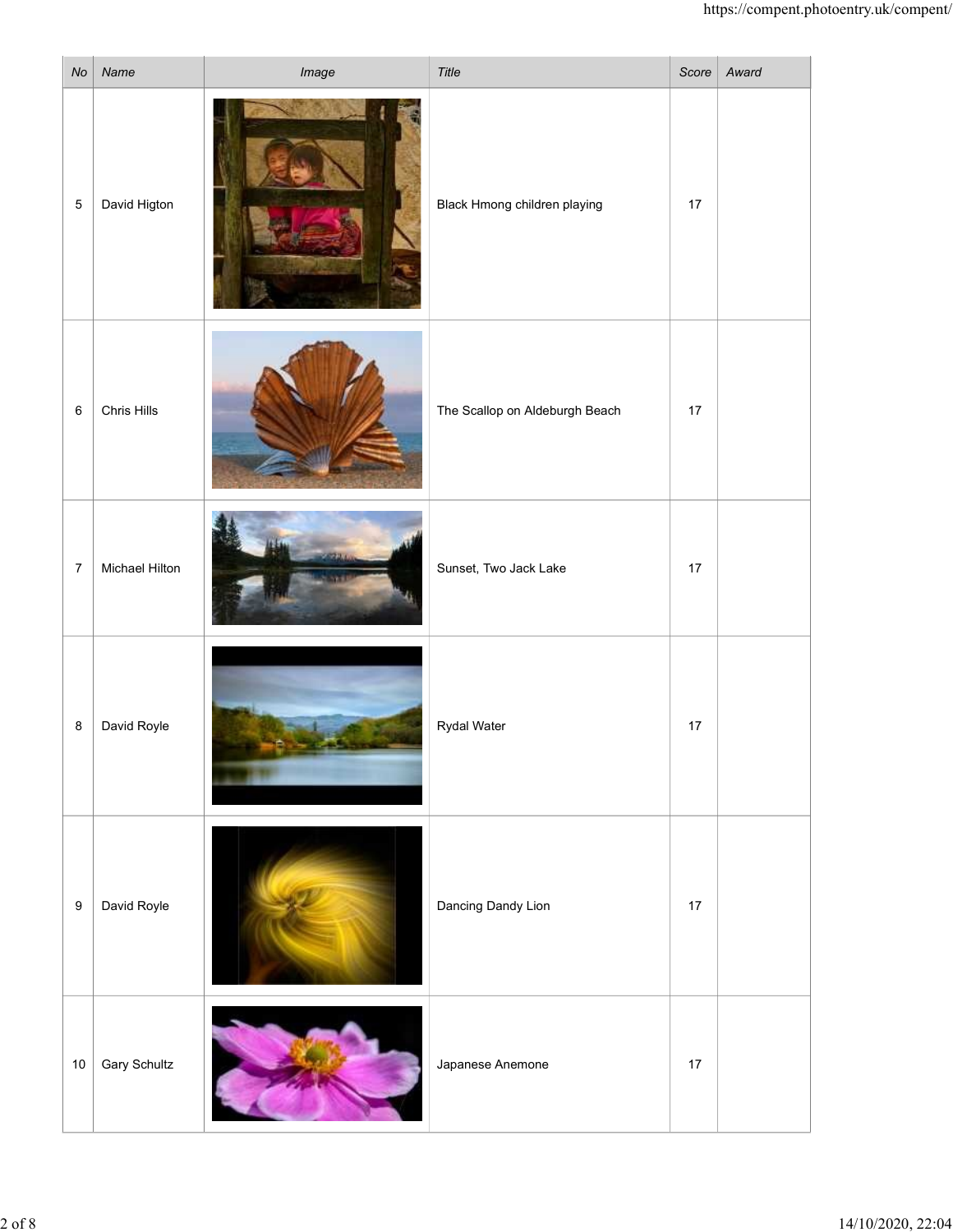| No | Name | Image | Title | Score | Award |
|---|---|---|---|---|---|
| 5 | David Higton | | Black Hmong children playing | 17 | |
| 6 | Chris Hills | | The Scallop on Aldeburgh Beach | 17 | |
| 7 | Michael Hilton | | Sunset, Two Jack Lake | 17 | |
| 8 | David Royle | | Rydal Water | 17 | |
| 9 | David Royle | | Dancing Dandy Lion | 17 | |
| 10 | Gary Schultz | | Japanese Anemone | 17 | |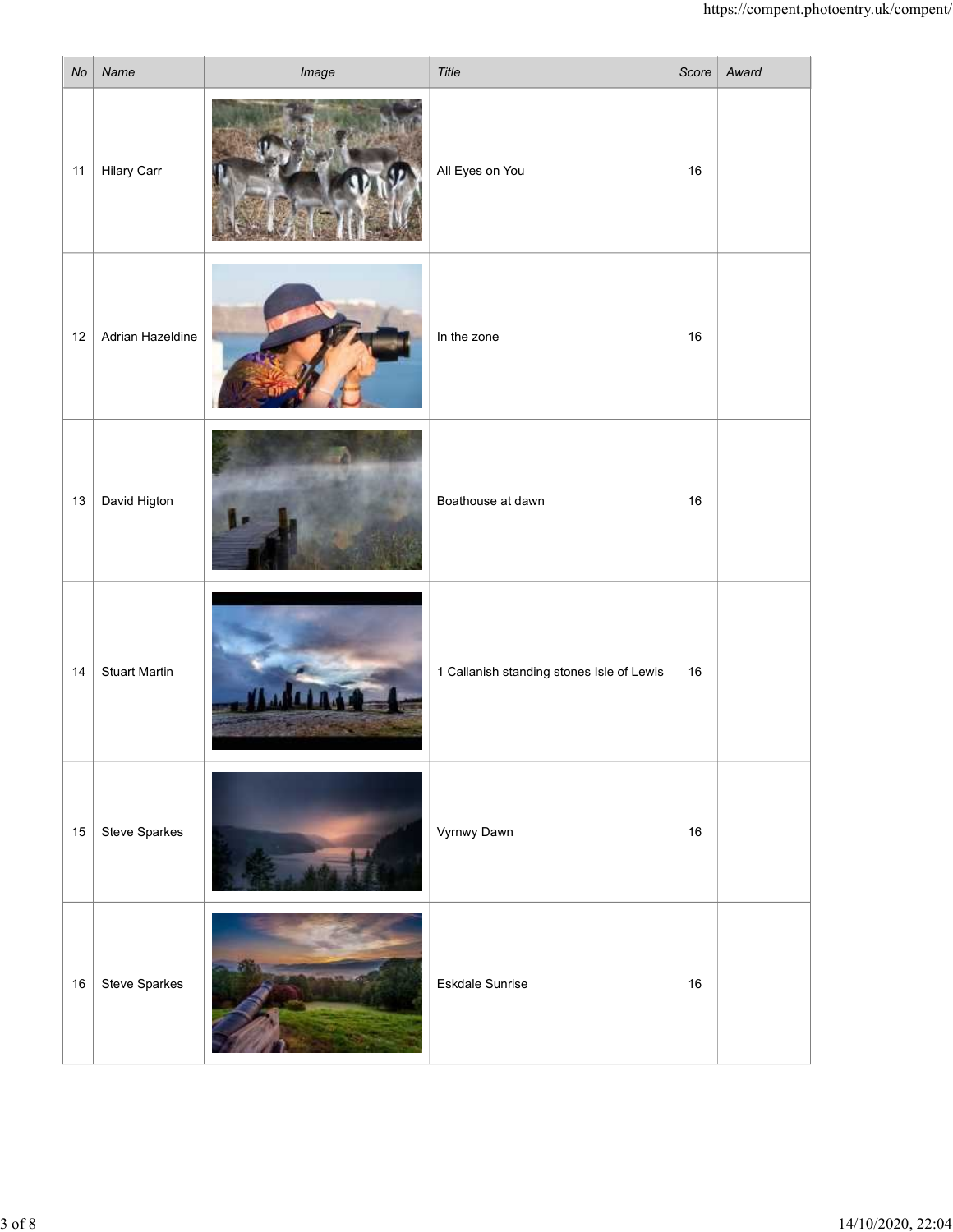| No | Name | Image | Title | Score | Award |
|---|---|---|---|---|---|
| 11 | Hilary Carr | | All Eyes on You | 16 | |
| 12 | Adrian Hazeldine | | In the zone | 16 | |
| 13 | David Higton | | Boathouse at dawn | 16 | |
| 14 | Stuart Martin | | 1 Callanish standing stones Isle of Lewis | 16 | |
| 15 | Steve Sparkes | | Vyrnwy Dawn | 16 | |
| 16 | Steve Sparkes | | Eskdale Sunrise | 16 | |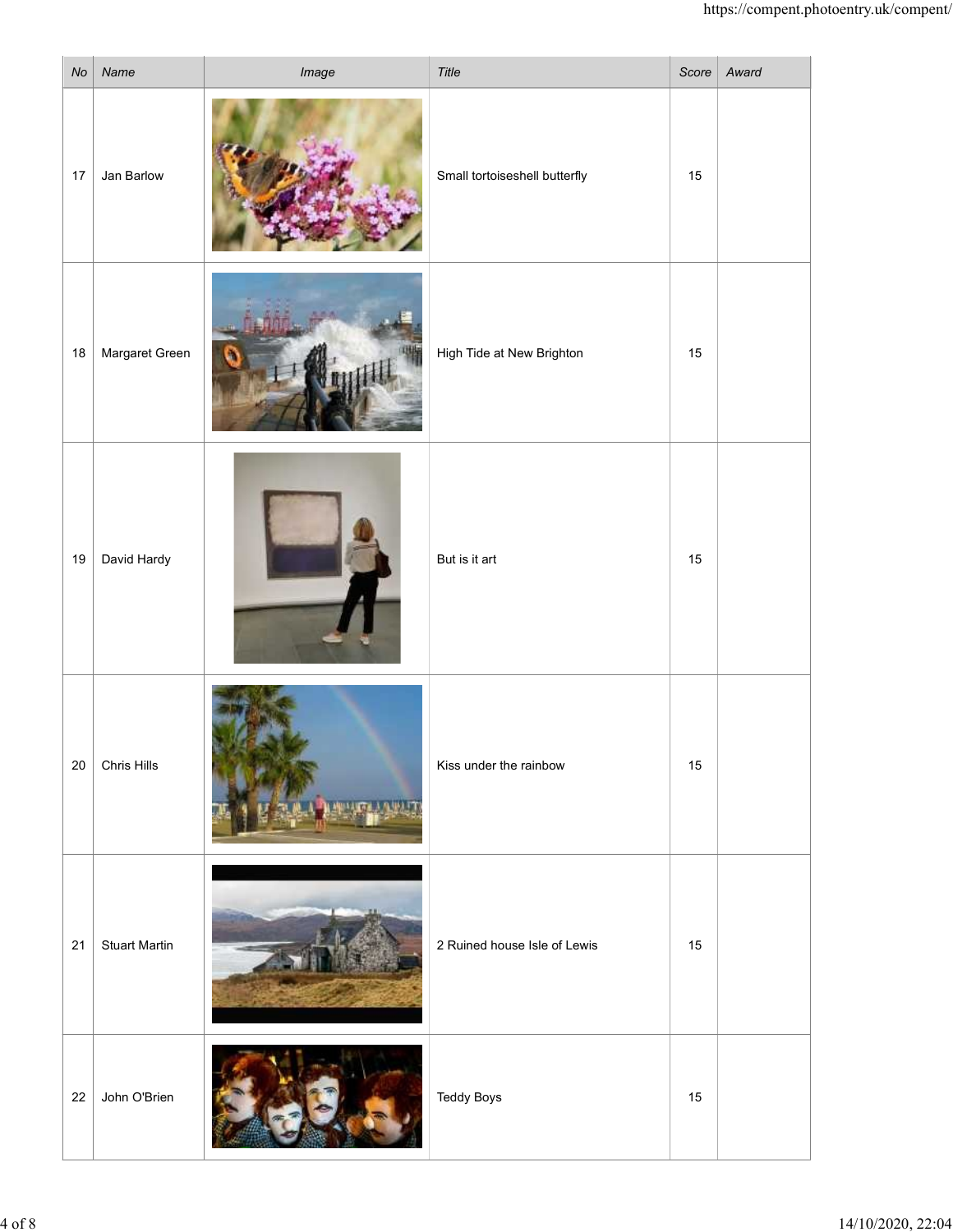| No | Name | Image | Title | Score | Award |
|---|---|---|---|---|---|
| 17 | Jan Barlow | | Small tortoiseshell butterfly | 15 | |
| 18 | Margaret Green | | High Tide at New Brighton | 15 | |
| 19 | David Hardy | | But is it art | 15 | |
| 20 | Chris Hills | | Kiss under the rainbow | 15 | |
| 21 | Stuart Martin | | 2 Ruined house Isle of Lewis | 15 | |
| 22 | John O'Brien | | Teddy Boys | 15 | |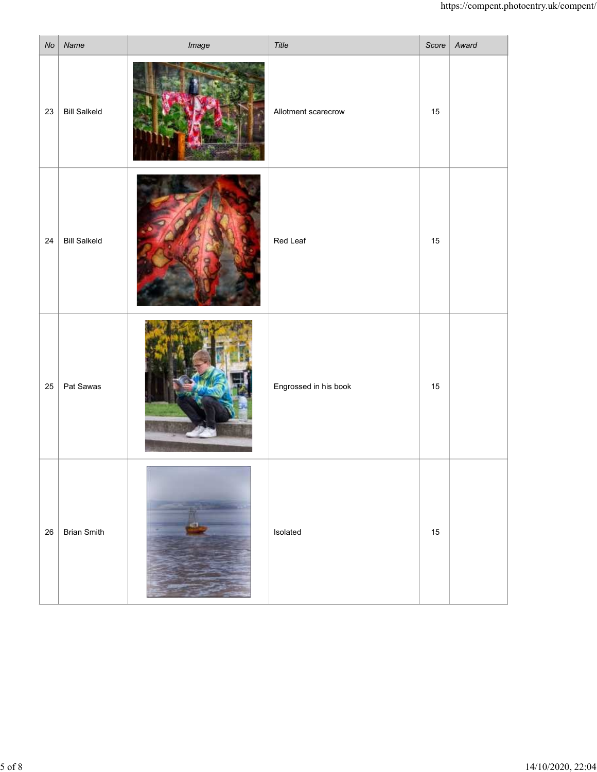| No | Name | Image | Title | Score | Award |
|---|---|---|---|---|---|
| 23 | Bill Salkeld | | Allotment scarecrow | 15 | |
| 24 | Bill Salkeld | | Red Leaf | 15 | |
| 25 | Pat Sawas | | Engrossed in his book | 15 | |
| 26 | Brian Smith | | Isolated | 15 | |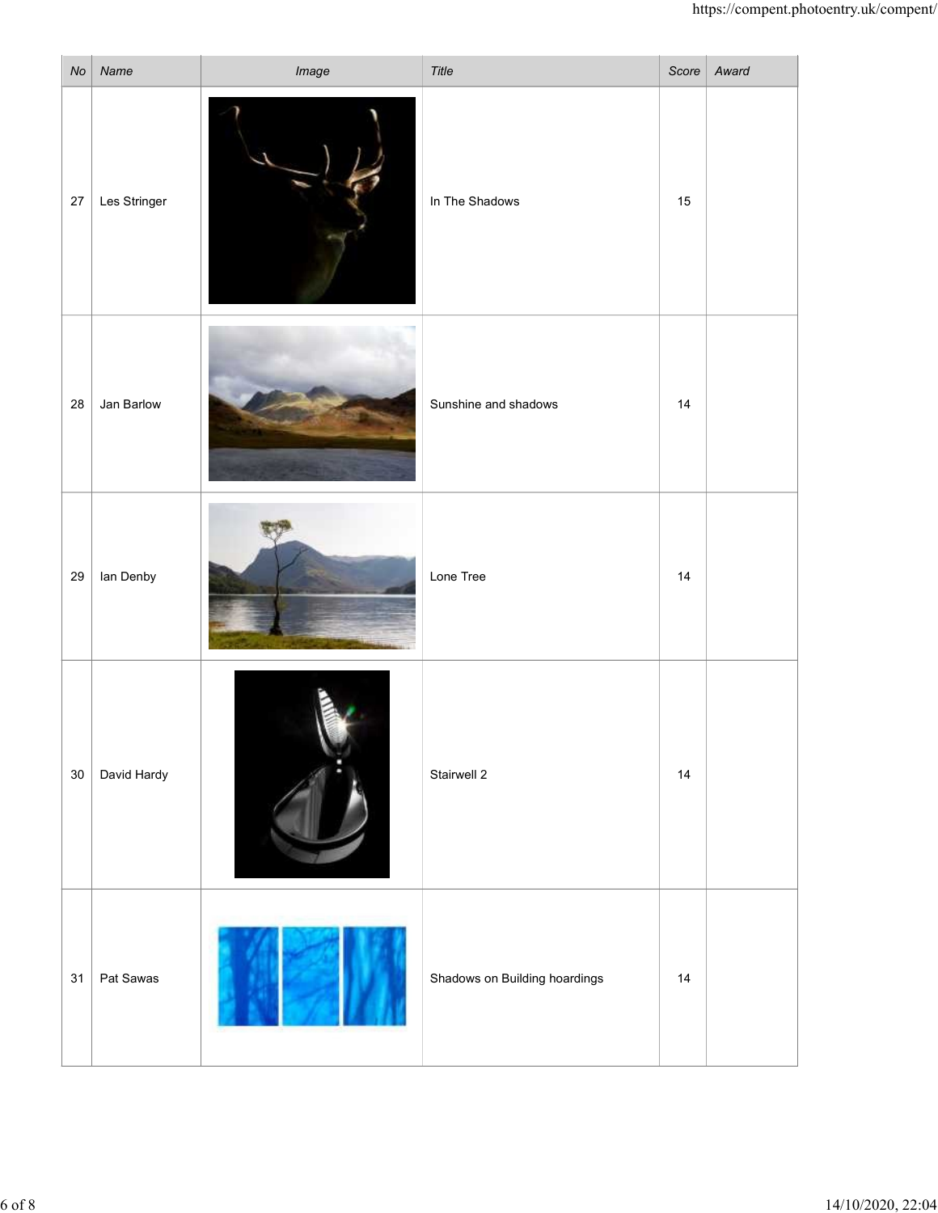| No | Name | Image | Title | Score | Award |
|---|---|---|---|---|---|
| 27 | Les Stringer | | In The Shadows | 15 | |
| 28 | Jan Barlow | | Sunshine and shadows | 14 | |
| 29 | Ian Denby | | Lone Tree | 14 | |
| 30 | David Hardy | | Stairwell 2 | 14 | |
| 31 | Pat Sawas | | Shadows on Building hoardings | 14 | |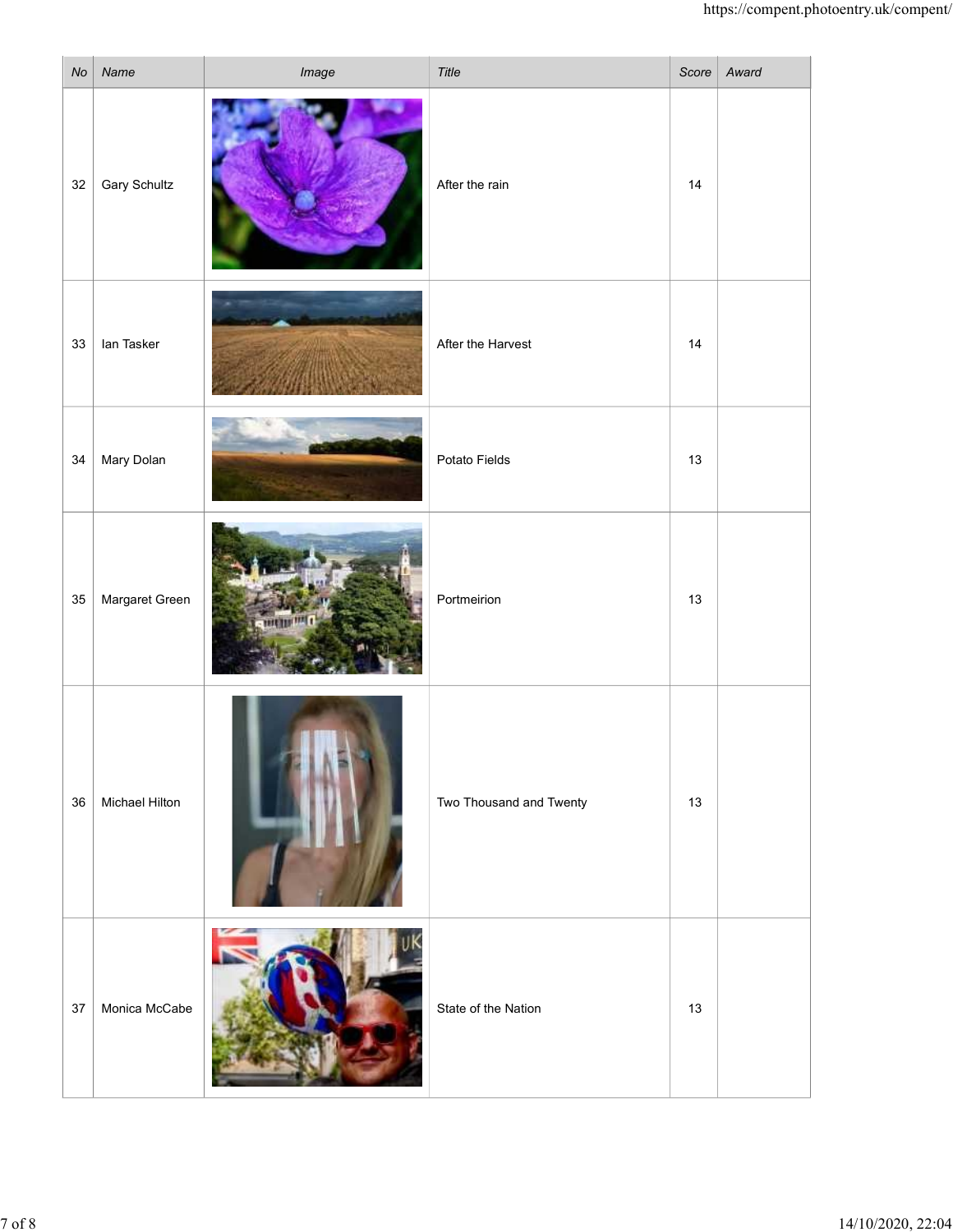| No | Name | Image | Title | Score | Award |
|---|---|---|---|---|---|
| 32 | Gary Schultz | | After the rain | 14 | |
| 33 | Ian Tasker | | After the Harvest | 14 | |
| 34 | Mary Dolan | | Potato Fields | 13 | |
| 35 | Margaret Green | | Portmeirion | 13 | |
| 36 | Michael Hilton | | Two Thousand and Twenty | 13 | |
| 37 | Monica McCabe | | State of the Nation | 13 | |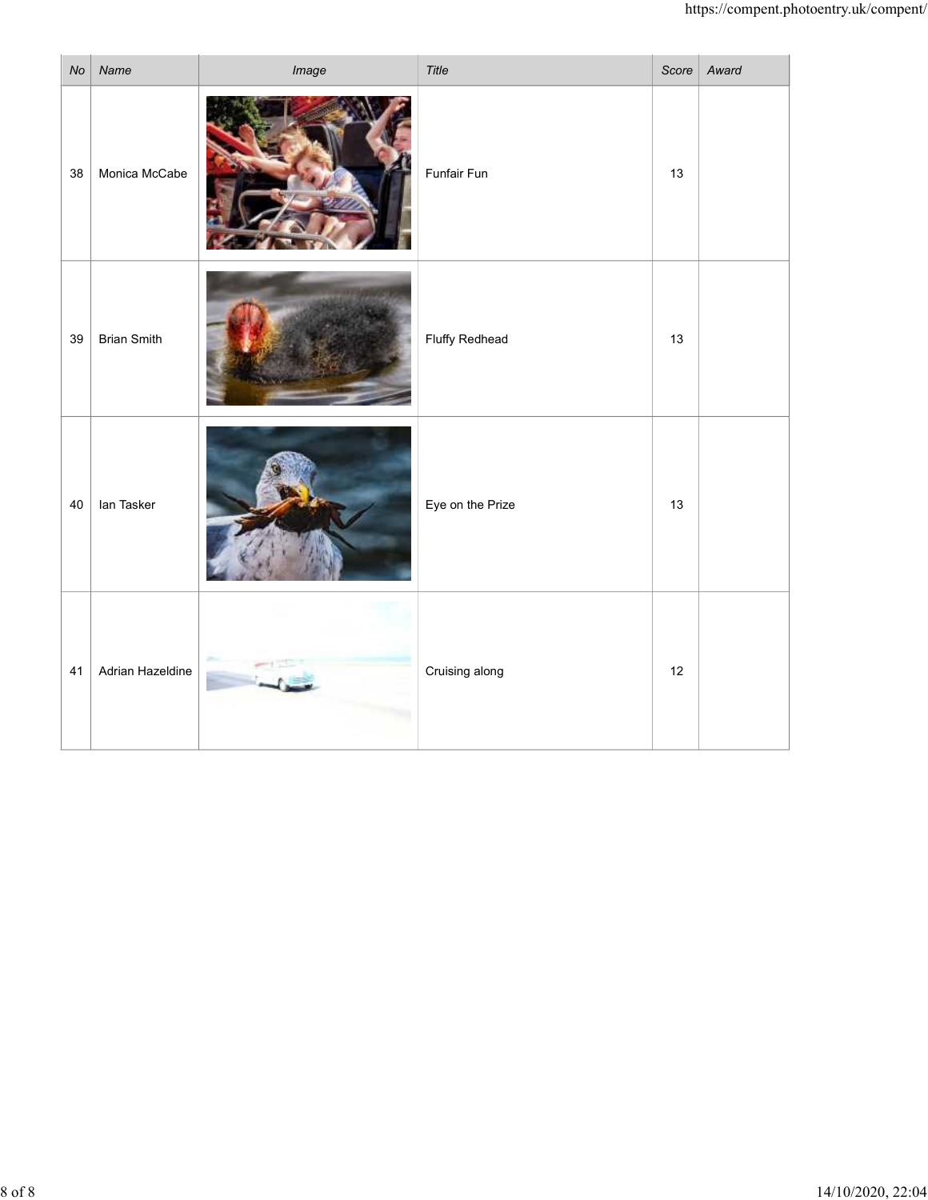| No | Name | Image | Title | Score | Award |
|---|---|---|---|---|---|
| 38 | Monica McCabe | | Funfair Fun | 13 | |
| 39 | Brian Smith | | Fluffy Redhead | 13 | |
| 40 | Ian Tasker | | Eye on the Prize | 13 | |
| 41 | Adrian Hazeldine | | Cruising along | 12 | |